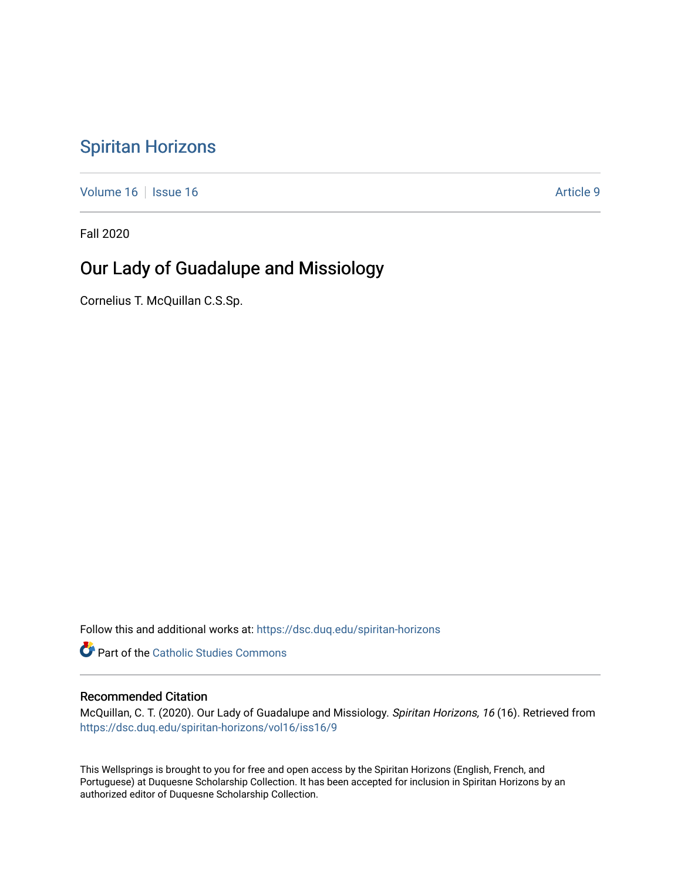# Spiritan Horizons

Volume 16 | Issue 16 | Article 9

Fall 2020

## Our Lady of Guadalupe and Missiology

Cornelius T. McQuillan C.S.Sp.

Follow this and additional works at: https://dsc.duq.edu/spiritan-horizons

Part of the Catholic Studies Commons

### Recommended Citation

McQuillan, C. T. (2020). Our Lady of Guadalupe and Missiology. *Spiritan Horizons, 16* (16). Retrieved from https://dsc.duq.edu/spiritan-horizons/vol16/iss16/9

This Wellsprings is brought to you for free and open access by the Spiritan Horizons (English, French, and Portuguese) at Duquesne Scholarship Collection. It has been accepted for inclusion in Spiritan Horizons by an authorized editor of Duquesne Scholarship Collection.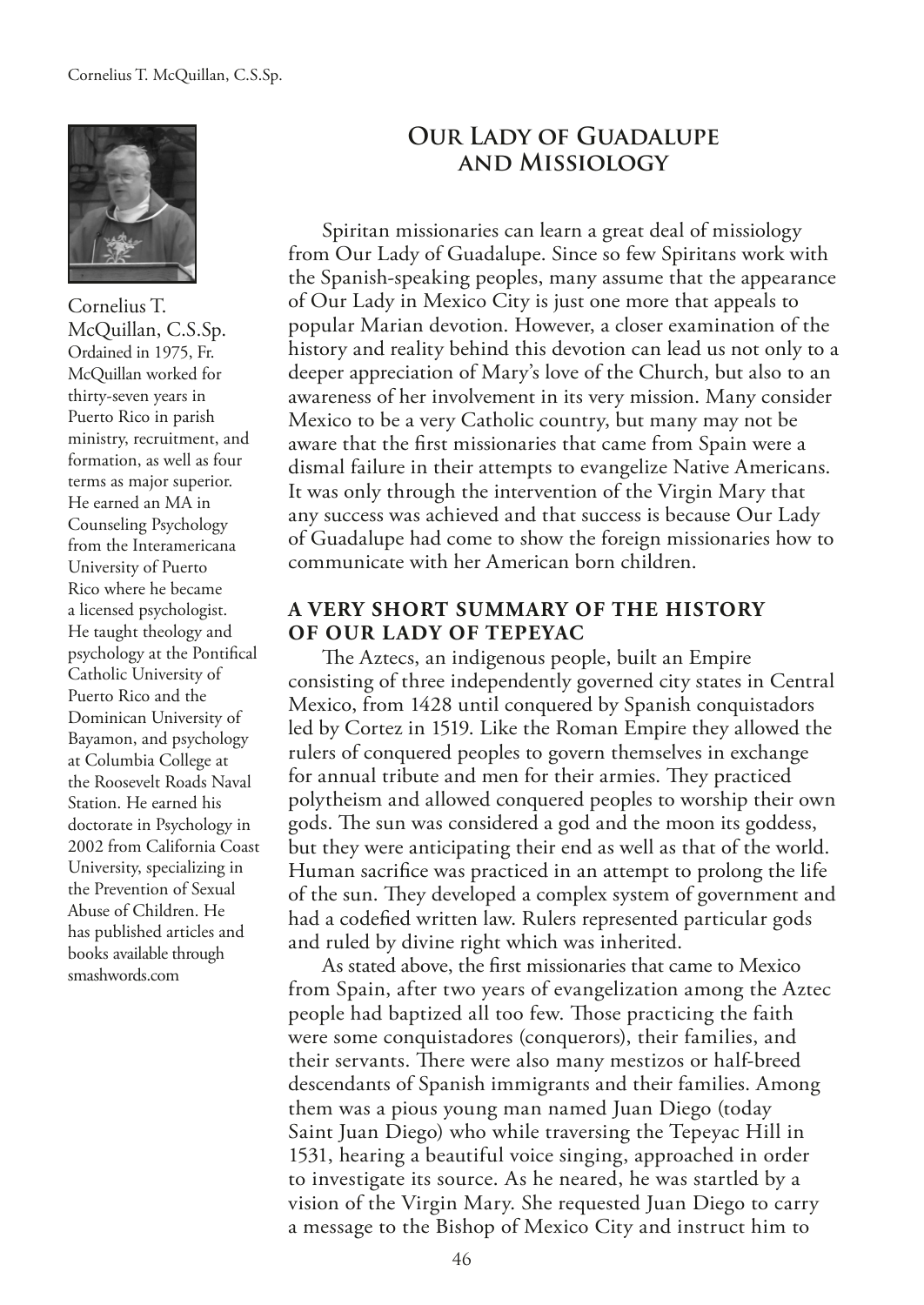# Our Lady of Guadalupe and Missiology

Cornelius T. McQuillan, C.S.Sp.
Ordained in 1975, Fr. McQuillan worked for thirty-seven years in Puerto Rico in parish ministry, recruitment, and formation, as well as four terms as major superior. He earned an MA in Counseling Psychology from the Interamericana University of Puerto Rico where he became a licensed psychologist. He taught theology and psychology at the Pontifical Catholic University of Puerto Rico and the Dominican University of Bayamon, and psychology at Columbia College at the Roosevelt Roads Naval Station. He earned his doctorate in Psychology in 2002 from California Coast University, specializing in the Prevention of Sexual Abuse of Children. He has published articles and books available through smashwords.com

Spiritan missionaries can learn a great deal of missiology from Our Lady of Guadalupe. Since so few Spiritans work with the Spanish-speaking peoples, many assume that the appearance of Our Lady in Mexico City is just one more that appeals to popular Marian devotion. However, a closer examination of the history and reality behind this devotion can lead us not only to a deeper appreciation of Mary's love of the Church, but also to an awareness of her involvement in its very mission. Many consider Mexico to be a very Catholic country, but many may not be aware that the first missionaries that came from Spain were a dismal failure in their attempts to evangelize Native Americans. It was only through the intervention of the Virgin Mary that any success was achieved and that success is because Our Lady of Guadalupe had come to show the foreign missionaries how to communicate with her American born children.

## A Very Short Summary of the History of Our Lady of Tepeyac

The Aztecs, an indigenous people, built an Empire consisting of three independently governed city states in Central Mexico, from 1428 until conquered by Spanish conquistadors led by Cortez in 1519. Like the Roman Empire they allowed the rulers of conquered peoples to govern themselves in exchange for annual tribute and men for their armies. They practiced polytheism and allowed conquered peoples to worship their own gods. The sun was considered a god and the moon its goddess, but they were anticipating their end as well as that of the world. Human sacrifice was practiced in an attempt to prolong the life of the sun. They developed a complex system of government and had a codefied written law. Rulers represented particular gods and ruled by divine right which was inherited.

As stated above, the first missionaries that came to Mexico from Spain, after two years of evangelization among the Aztec people had baptized all too few. Those practicing the faith were some conquistadores (conquerors), their families, and their servants. There were also many mestizos or half-breed descendants of Spanish immigrants and their families. Among them was a pious young man named Juan Diego (today Saint Juan Diego) who while traversing the Tepeyac Hill in 1531, hearing a beautiful voice singing, approached in order to investigate its source. As he neared, he was startled by a vision of the Virgin Mary. She requested Juan Diego to carry a message to the Bishop of Mexico City and instruct him to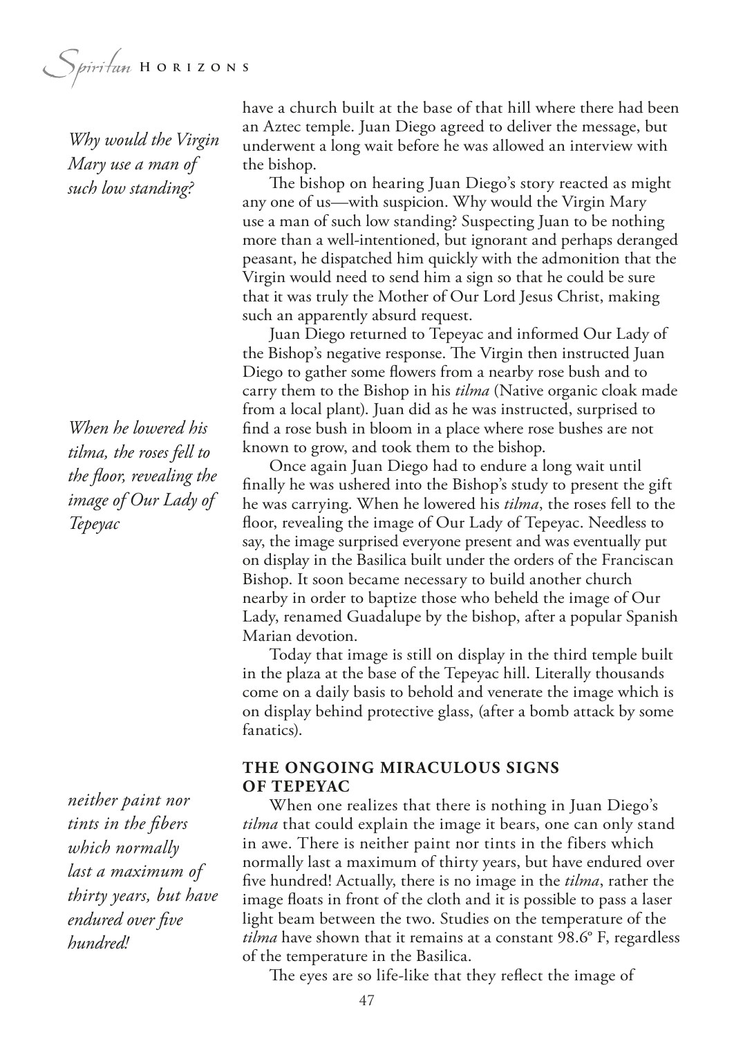have a church built at the base of that hill where there had been an Aztec temple. Juan Diego agreed to deliver the message, but underwent a long wait before he was allowed an interview with the bishop.

*Why would the Virgin Mary use a man of such low standing?*

The bishop on hearing Juan Diego's story reacted as might any one of us—with suspicion. Why would the Virgin Mary use a man of such low standing? Suspecting Juan to be nothing more than a well-intentioned, but ignorant and perhaps deranged peasant, he dispatched him quickly with the admonition that the Virgin would need to send him a sign so that he could be sure that it was truly the Mother of Our Lord Jesus Christ, making such an apparently absurd request.

Juan Diego returned to Tepeyac and informed Our Lady of the Bishop's negative response. The Virgin then instructed Juan Diego to gather some flowers from a nearby rose bush and to carry them to the Bishop in his *tilma* (Native organic cloak made from a local plant). Juan did as he was instructed, surprised to find a rose bush in bloom in a place where rose bushes are not known to grow, and took them to the bishop.

*When he lowered his tilma, the roses fell to the floor, revealing the image of Our Lady of Tepeyac*

Once again Juan Diego had to endure a long wait until finally he was ushered into the Bishop's study to present the gift he was carrying. When he lowered his *tilma*, the roses fell to the floor, revealing the image of Our Lady of Tepeyac. Needless to say, the image surprised everyone present and was eventually put on display in the Basilica built under the orders of the Franciscan Bishop. It soon became necessary to build another church nearby in order to baptize those who beheld the image of Our Lady, renamed Guadalupe by the bishop, after a popular Spanish Marian devotion.

Today that image is still on display in the third temple built in the plaza at the base of the Tepeyac hill. Literally thousands come on a daily basis to behold and venerate the image which is on display behind protective glass, (after a bomb attack by some fanatics).

## THE ONGOING MIRACULOUS SIGNS OF TEPEYAC

*neither paint nor tints in the fibers which normally last a maximum of thirty years, but have endured over five hundred!*

When one realizes that there is nothing in Juan Diego's *tilma* that could explain the image it bears, one can only stand in awe. There is neither paint nor tints in the fibers which normally last a maximum of thirty years, but have endured over five hundred! Actually, there is no image in the *tilma*, rather the image floats in front of the cloth and it is possible to pass a laser light beam between the two. Studies on the temperature of the *tilma* have shown that it remains at a constant 98.6º F, regardless of the temperature in the Basilica.

The eyes are so life-like that they reflect the image of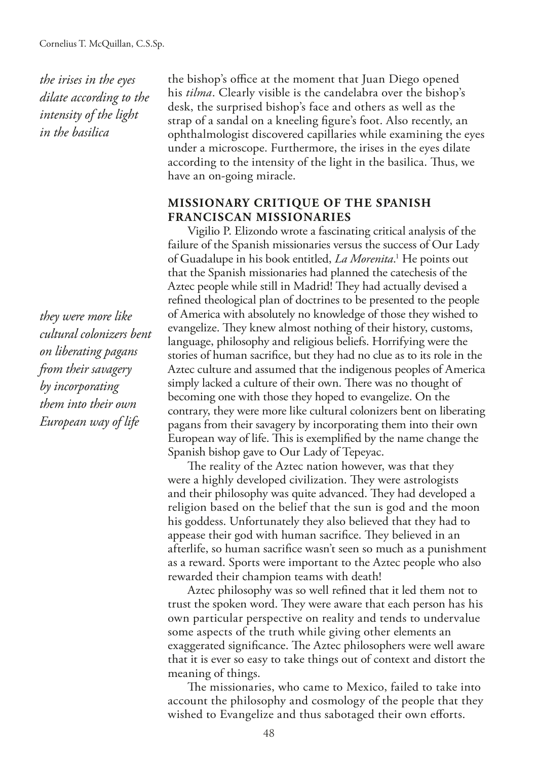*the irises in the eyes dilate according to the intensity of the light in the basilica*

the bishop's office at the moment that Juan Diego opened his *tilma*. Clearly visible is the candelabra over the bishop's desk, the surprised bishop's face and others as well as the strap of a sandal on a kneeling figure's foot. Also recently, an ophthalmologist discovered capillaries while examining the eyes under a microscope. Furthermore, the irises in the eyes dilate according to the intensity of the light in the basilica. Thus, we have an on-going miracle.

## MISSIONARY CRITIQUE OF THE SPANISH FRANCISCAN MISSIONARIES

Vigilio P. Elizondo wrote a fascinating critical analysis of the failure of the Spanish missionaries versus the success of Our Lady of Guadalupe in his book entitled, *La Morenita*.[1] He points out that the Spanish missionaries had planned the catechesis of the Aztec people while still in Madrid! They had actually devised a refined theological plan of doctrines to be presented to the people of America with absolutely no knowledge of those they wished to evangelize. They knew almost nothing of their history, customs, language, philosophy and religious beliefs. Horrifying were the stories of human sacrifice, but they had no clue as to its role in the Aztec culture and assumed that the indigenous peoples of America simply lacked a culture of their own. There was no thought of becoming one with those they hoped to evangelize. On the contrary, they were more like cultural colonizers bent on liberating pagans from their savagery by incorporating them into their own European way of life. This is exemplified by the name change the Spanish bishop gave to Our Lady of Tepeyac.

*they were more like cultural colonizers bent on liberating pagans from their savagery by incorporating them into their own European way of life*

The reality of the Aztec nation however, was that they were a highly developed civilization. They were astrologists and their philosophy was quite advanced. They had developed a religion based on the belief that the sun is god and the moon his goddess. Unfortunately they also believed that they had to appease their god with human sacrifice. They believed in an afterlife, so human sacrifice wasn't seen so much as a punishment as a reward. Sports were important to the Aztec people who also rewarded their champion teams with death!

Aztec philosophy was so well refined that it led them not to trust the spoken word. They were aware that each person has his own particular perspective on reality and tends to undervalue some aspects of the truth while giving other elements an exaggerated significance. The Aztec philosophers were well aware that it is ever so easy to take things out of context and distort the meaning of things.

The missionaries, who came to Mexico, failed to take into account the philosophy and cosmology of the people that they wished to Evangelize and thus sabotaged their own efforts.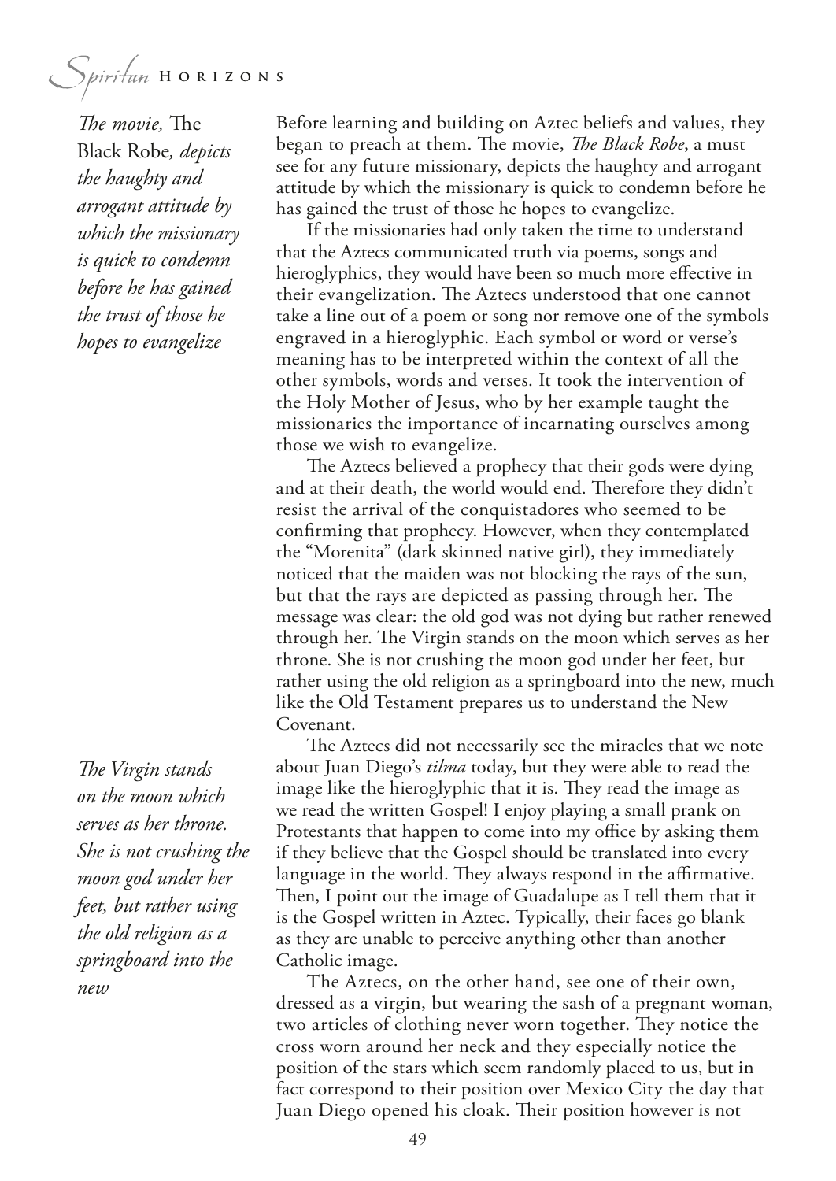*The movie,* The Black Robe*, depicts the haughty and arrogant attitude by which the missionary is quick to condemn before he has gained the trust of those he hopes to evangelize*

Before learning and building on Aztec beliefs and values, they began to preach at them. The movie, *The Black Robe*, a must see for any future missionary, depicts the haughty and arrogant attitude by which the missionary is quick to condemn before he has gained the trust of those he hopes to evangelize.

If the missionaries had only taken the time to understand that the Aztecs communicated truth via poems, songs and hieroglyphics, they would have been so much more effective in their evangelization. The Aztecs understood that one cannot take a line out of a poem or song nor remove one of the symbols engraved in a hieroglyphic. Each symbol or word or verse's meaning has to be interpreted within the context of all the other symbols, words and verses. It took the intervention of the Holy Mother of Jesus, who by her example taught the missionaries the importance of incarnating ourselves among those we wish to evangelize.

The Aztecs believed a prophecy that their gods were dying and at their death, the world would end. Therefore they didn't resist the arrival of the conquistadores who seemed to be confirming that prophecy. However, when they contemplated the "Morenita" (dark skinned native girl), they immediately noticed that the maiden was not blocking the rays of the sun, but that the rays are depicted as passing through her. The message was clear: the old god was not dying but rather renewed through her. The Virgin stands on the moon which serves as her throne. She is not crushing the moon god under her feet, but rather using the old religion as a springboard into the new, much like the Old Testament prepares us to understand the New Covenant.

*The Virgin stands on the moon which serves as her throne. She is not crushing the moon god under her feet, but rather using the old religion as a springboard into the new*

The Aztecs did not necessarily see the miracles that we note about Juan Diego's *tilma* today, but they were able to read the image like the hieroglyphic that it is. They read the image as we read the written Gospel! I enjoy playing a small prank on Protestants that happen to come into my office by asking them if they believe that the Gospel should be translated into every language in the world. They always respond in the affirmative. Then, I point out the image of Guadalupe as I tell them that it is the Gospel written in Aztec. Typically, their faces go blank as they are unable to perceive anything other than another Catholic image.

The Aztecs, on the other hand, see one of their own, dressed as a virgin, but wearing the sash of a pregnant woman, two articles of clothing never worn together. They notice the cross worn around her neck and they especially notice the position of the stars which seem randomly placed to us, but in fact correspond to their position over Mexico City the day that Juan Diego opened his cloak. Their position however is not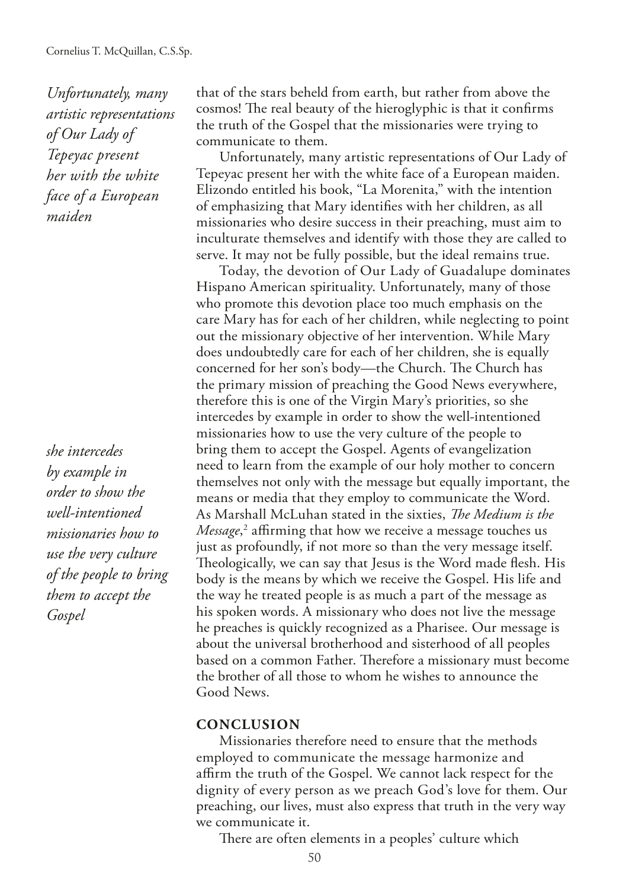that of the stars beheld from earth, but rather from above the cosmos! The real beauty of the hieroglyphic is that it confirms the truth of the Gospel that the missionaries were trying to communicate to them.

*Unfortunately, many artistic representations of Our Lady of Tepeyac present her with the white face of a European maiden*

Unfortunately, many artistic representations of Our Lady of Tepeyac present her with the white face of a European maiden. Elizondo entitled his book, "La Morenita," with the intention of emphasizing that Mary identifies with her children, as all missionaries who desire success in their preaching, must aim to inculturate themselves and identify with those they are called to serve. It may not be fully possible, but the ideal remains true.

Today, the devotion of Our Lady of Guadalupe dominates Hispano American spirituality. Unfortunately, many of those who promote this devotion place too much emphasis on the care Mary has for each of her children, while neglecting to point out the missionary objective of her intervention. While Mary does undoubtedly care for each of her children, she is equally concerned for her son's body—the Church. The Church has the primary mission of preaching the Good News everywhere, therefore this is one of the Virgin Mary's priorities, so she intercedes by example in order to show the well-intentioned missionaries how to use the very culture of the people to bring them to accept the Gospel. Agents of evangelization need to learn from the example of our holy mother to concern themselves not only with the message but equally important, the means or media that they employ to communicate the Word. As Marshall McLuhan stated in the sixties, *The Medium is the Message*,[2] affirming that how we receive a message touches us just as profoundly, if not more so than the very message itself. Theologically, we can say that Jesus is the Word made flesh. His body is the means by which we receive the Gospel. His life and the way he treated people is as much a part of the message as his spoken words. A missionary who does not live the message he preaches is quickly recognized as a Pharisee. Our message is about the universal brotherhood and sisterhood of all peoples based on a common Father. Therefore a missionary must become the brother of all those to whom he wishes to announce the Good News.

*she intercedes by example in order to show the well-intentioned missionaries how to use the very culture of the people to bring them to accept the Gospel*

## CONCLUSION

Missionaries therefore need to ensure that the methods employed to communicate the message harmonize and affirm the truth of the Gospel. We cannot lack respect for the dignity of every person as we preach God's love for them. Our preaching, our lives, must also express that truth in the very way we communicate it.

There are often elements in a peoples' culture which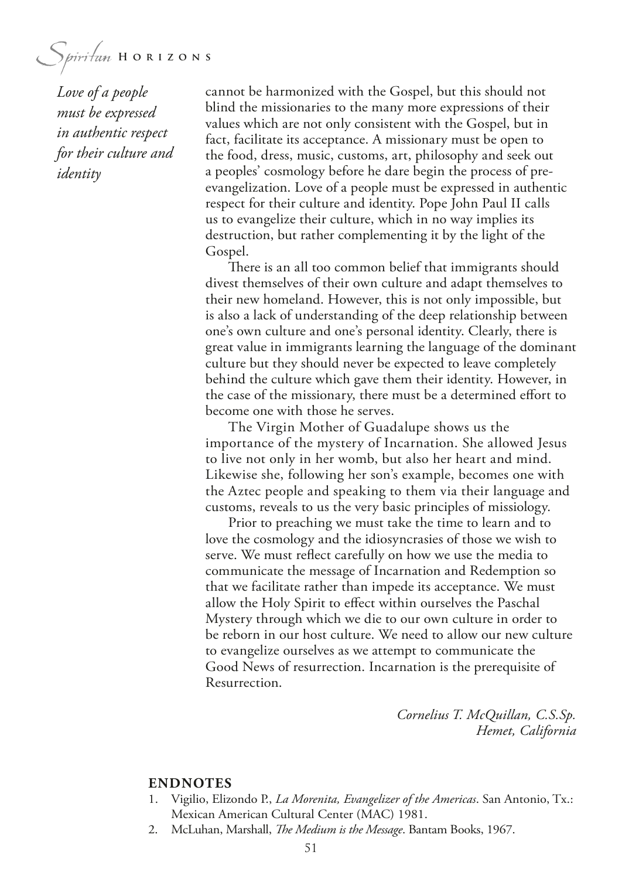*Love of a people must be expressed in authentic respect for their culture and identity*

cannot be harmonized with the Gospel, but this should not blind the missionaries to the many more expressions of their values which are not only consistent with the Gospel, but in fact, facilitate its acceptance. A missionary must be open to the food, dress, music, customs, art, philosophy and seek out a peoples' cosmology before he dare begin the process of pre-evangelization. Love of a people must be expressed in authentic respect for their culture and identity. Pope John Paul II calls us to evangelize their culture, which in no way implies its destruction, but rather complementing it by the light of the Gospel.

There is an all too common belief that immigrants should divest themselves of their own culture and adapt themselves to their new homeland. However, this is not only impossible, but is also a lack of understanding of the deep relationship between one's own culture and one's personal identity. Clearly, there is great value in immigrants learning the language of the dominant culture but they should never be expected to leave completely behind the culture which gave them their identity. However, in the case of the missionary, there must be a determined effort to become one with those he serves.

The Virgin Mother of Guadalupe shows us the importance of the mystery of Incarnation. She allowed Jesus to live not only in her womb, but also her heart and mind. Likewise she, following her son's example, becomes one with the Aztec people and speaking to them via their language and customs, reveals to us the very basic principles of missiology.

Prior to preaching we must take the time to learn and to love the cosmology and the idiosyncrasies of those we wish to serve. We must reflect carefully on how we use the media to communicate the message of Incarnation and Redemption so that we facilitate rather than impede its acceptance. We must allow the Holy Spirit to effect within ourselves the Paschal Mystery through which we die to our own culture in order to be reborn in our host culture. We need to allow our new culture to evangelize ourselves as we attempt to communicate the Good News of resurrection. Incarnation is the prerequisite of Resurrection.

*Cornelius T. McQuillan, C.S.Sp.*
*Hemet, California*

## ENDNOTES

1. Vigilio, Elizondo P., *La Morenita, Evangelizer of the Americas*. San Antonio, Tx.: Mexican American Cultural Center (MAC) 1981.
2. McLuhan, Marshall, *The Medium is the Message*. Bantam Books, 1967.